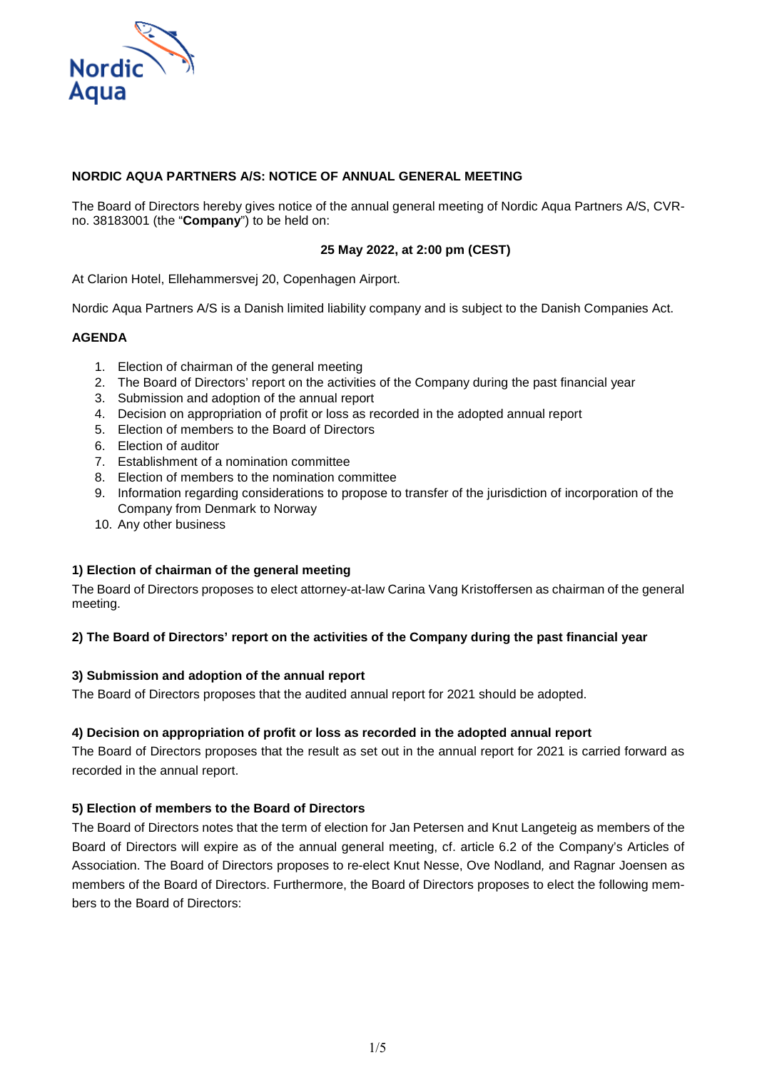# NORDIC AQUA PARTNERS A/S: NOTICE OF ANNUAL GENERAL MEETING

The Board of Directors hereby gives notice of the annual general meeting of Nordic Aqua Partners A/S, CVR-no. 38183001 (the "**Company**") to be held on:

**25 May 2022, at 2:00 pm (CEST)**

At Clarion Hotel, Ellehammersvej 20, Copenhagen Airport.

Nordic Aqua Partners A/S is a Danish limited liability company and is subject to the Danish Companies Act.

## AGENDA

1. Election of chairman of the general meeting
2. The Board of Directors' report on the activities of the Company during the past financial year
3. Submission and adoption of the annual report
4. Decision on appropriation of profit or loss as recorded in the adopted annual report
5. Election of members to the Board of Directors
6. Election of auditor
7. Establishment of a nomination committee
8. Election of members to the nomination committee
9. Information regarding considerations to propose to transfer of the jurisdiction of incorporation of the Company from Denmark to Norway
10. Any other business

### 1) Election of chairman of the general meeting

The Board of Directors proposes to elect attorney-at-law Carina Vang Kristoffersen as chairman of the general meeting.

### 2) The Board of Directors' report on the activities of the Company during the past financial year

### 3) Submission and adoption of the annual report

The Board of Directors proposes that the audited annual report for 2021 should be adopted.

### 4) Decision on appropriation of profit or loss as recorded in the adopted annual report

The Board of Directors proposes that the result as set out in the annual report for 2021 is carried forward as recorded in the annual report.

### 5) Election of members to the Board of Directors

The Board of Directors notes that the term of election for Jan Petersen and Knut Langeteig as members of the Board of Directors will expire as of the annual general meeting, cf. article 6.2 of the Company's Articles of Association. The Board of Directors proposes to re-elect Knut Nesse, Ove Nodland, and Ragnar Joensen as members of the Board of Directors. Furthermore, the Board of Directors proposes to elect the following members to the Board of Directors: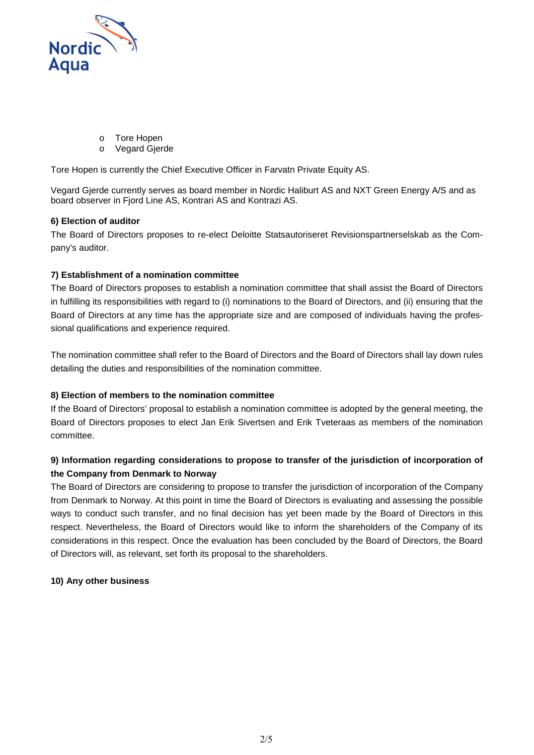- Tore Hopen
- Vegard Gjerde

Tore Hopen is currently the Chief Executive Officer in Farvatn Private Equity AS.

Vegard Gjerde currently serves as board member in Nordic Haliburt AS and NXT Green Energy A/S and as board observer in Fjord Line AS, Kontrari AS and Kontrazi AS.

**6) Election of auditor**

The Board of Directors proposes to re-elect Deloitte Statsautoriseret Revisionspartnerselskab as the Company's auditor.

**7) Establishment of a nomination committee**

The Board of Directors proposes to establish a nomination committee that shall assist the Board of Directors in fulfilling its responsibilities with regard to (i) nominations to the Board of Directors, and (ii) ensuring that the Board of Directors at any time has the appropriate size and are composed of individuals having the professional qualifications and experience required.

The nomination committee shall refer to the Board of Directors and the Board of Directors shall lay down rules detailing the duties and responsibilities of the nomination committee.

**8) Election of members to the nomination committee**

If the Board of Directors' proposal to establish a nomination committee is adopted by the general meeting, the Board of Directors proposes to elect Jan Erik Sivertsen and Erik Tveteraas as members of the nomination committee.

**9) Information regarding considerations to propose to transfer of the jurisdiction of incorporation of the Company from Denmark to Norway**

The Board of Directors are considering to propose to transfer the jurisdiction of incorporation of the Company from Denmark to Norway. At this point in time the Board of Directors is evaluating and assessing the possible ways to conduct such transfer, and no final decision has yet been made by the Board of Directors in this respect. Nevertheless, the Board of Directors would like to inform the shareholders of the Company of its considerations in this respect. Once the evaluation has been concluded by the Board of Directors, the Board of Directors will, as relevant, set forth its proposal to the shareholders.

**10) Any other business**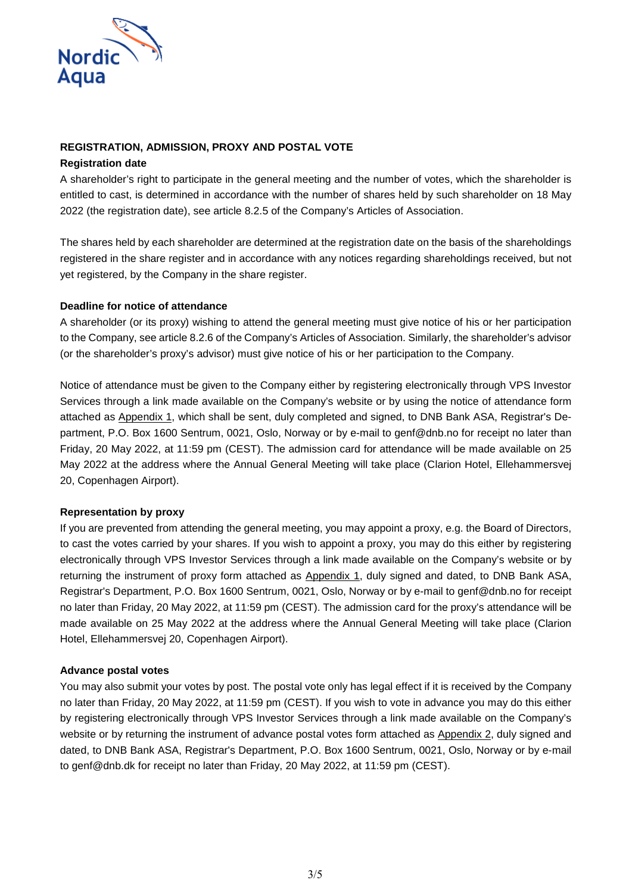**REGISTRATION, ADMISSION, PROXY AND POSTAL VOTE**

**Registration date**

A shareholder's right to participate in the general meeting and the number of votes, which the shareholder is entitled to cast, is determined in accordance with the number of shares held by such shareholder on 18 May 2022 (the registration date), see article 8.2.5 of the Company's Articles of Association.

The shares held by each shareholder are determined at the registration date on the basis of the shareholdings registered in the share register and in accordance with any notices regarding shareholdings received, but not yet registered, by the Company in the share register.

**Deadline for notice of attendance**

A shareholder (or its proxy) wishing to attend the general meeting must give notice of his or her participation to the Company, see article 8.2.6 of the Company's Articles of Association. Similarly, the shareholder's advisor (or the shareholder's proxy's advisor) must give notice of his or her participation to the Company.

Notice of attendance must be given to the Company either by registering electronically through VPS Investor Services through a link made available on the Company's website or by using the notice of attendance form attached as Appendix 1, which shall be sent, duly completed and signed, to DNB Bank ASA, Registrar's Department, P.O. Box 1600 Sentrum, 0021, Oslo, Norway or by e-mail to genf@dnb.no for receipt no later than Friday, 20 May 2022, at 11:59 pm (CEST). The admission card for attendance will be made available on 25 May 2022 at the address where the Annual General Meeting will take place (Clarion Hotel, Ellehammersvej 20, Copenhagen Airport).

**Representation by proxy**

If you are prevented from attending the general meeting, you may appoint a proxy, e.g. the Board of Directors, to cast the votes carried by your shares. If you wish to appoint a proxy, you may do this either by registering electronically through VPS Investor Services through a link made available on the Company's website or by returning the instrument of proxy form attached as Appendix 1, duly signed and dated, to DNB Bank ASA, Registrar's Department, P.O. Box 1600 Sentrum, 0021, Oslo, Norway or by e-mail to genf@dnb.no for receipt no later than Friday, 20 May 2022, at 11:59 pm (CEST). The admission card for the proxy's attendance will be made available on 25 May 2022 at the address where the Annual General Meeting will take place (Clarion Hotel, Ellehammersvej 20, Copenhagen Airport).

**Advance postal votes**

You may also submit your votes by post. The postal vote only has legal effect if it is received by the Company no later than Friday, 20 May 2022, at 11:59 pm (CEST). If you wish to vote in advance you may do this either by registering electronically through VPS Investor Services through a link made available on the Company's website or by returning the instrument of advance postal votes form attached as Appendix 2, duly signed and dated, to DNB Bank ASA, Registrar's Department, P.O. Box 1600 Sentrum, 0021, Oslo, Norway or by e-mail to genf@dnb.dk for receipt no later than Friday, 20 May 2022, at 11:59 pm (CEST).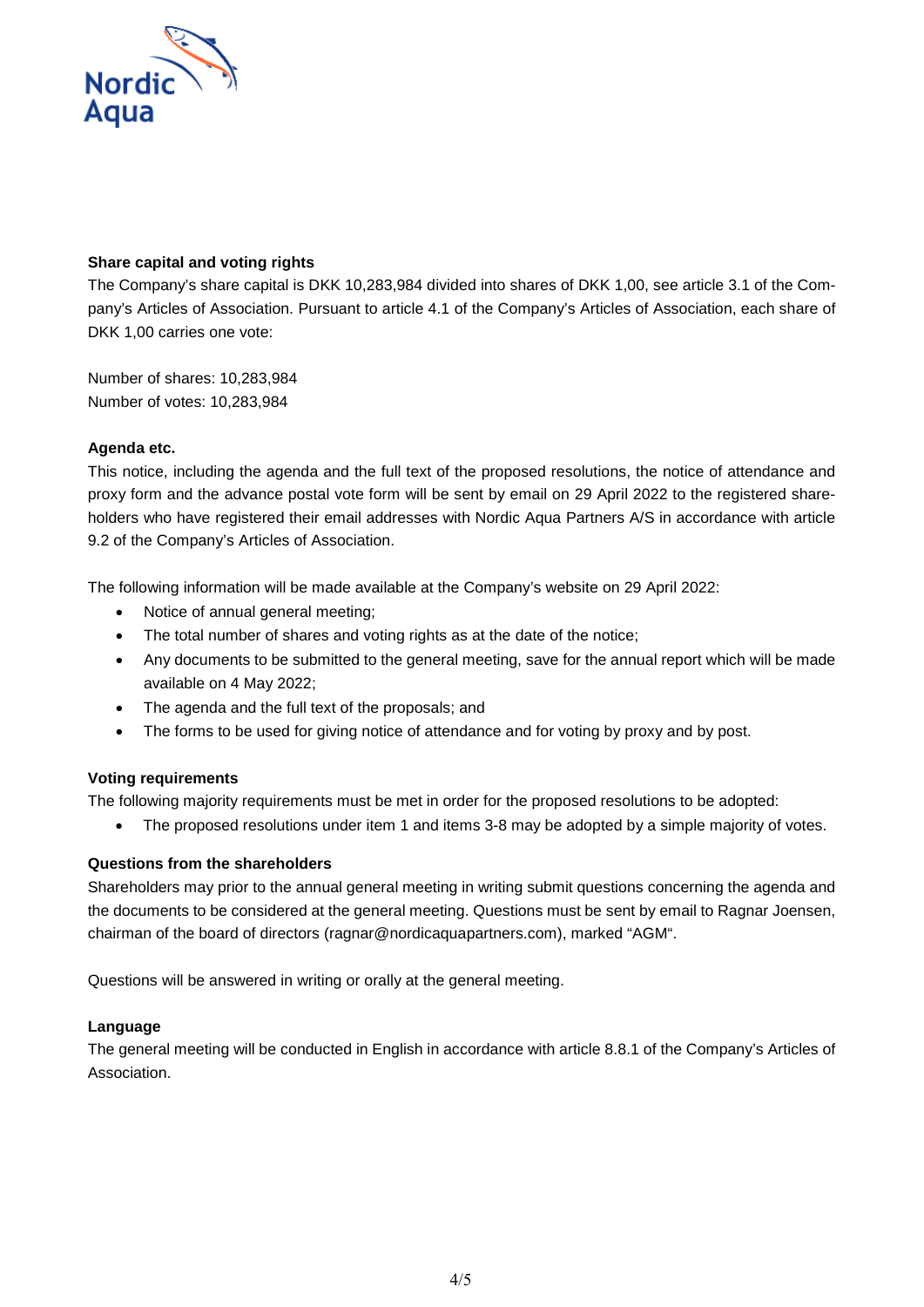**Share capital and voting rights**

The Company's share capital is DKK 10,283,984 divided into shares of DKK 1,00, see article 3.1 of the Company's Articles of Association. Pursuant to article 4.1 of the Company's Articles of Association, each share of DKK 1,00 carries one vote:

Number of shares: 10,283,984
Number of votes: 10,283,984

**Agenda etc.**

This notice, including the agenda and the full text of the proposed resolutions, the notice of attendance and proxy form and the advance postal vote form will be sent by email on 29 April 2022 to the registered shareholders who have registered their email addresses with Nordic Aqua Partners A/S in accordance with article 9.2 of the Company's Articles of Association.

The following information will be made available at the Company's website on 29 April 2022:

- Notice of annual general meeting;
- The total number of shares and voting rights as at the date of the notice;
- Any documents to be submitted to the general meeting, save for the annual report which will be made available on 4 May 2022;
- The agenda and the full text of the proposals; and
- The forms to be used for giving notice of attendance and for voting by proxy and by post.

**Voting requirements**

The following majority requirements must be met in order for the proposed resolutions to be adopted:

- The proposed resolutions under item 1 and items 3-8 may be adopted by a simple majority of votes.

**Questions from the shareholders**

Shareholders may prior to the annual general meeting in writing submit questions concerning the agenda and the documents to be considered at the general meeting. Questions must be sent by email to Ragnar Joensen, chairman of the board of directors (ragnar@nordicaquapartners.com), marked "AGM".

Questions will be answered in writing or orally at the general meeting.

**Language**

The general meeting will be conducted in English in accordance with article 8.8.1 of the Company's Articles of Association.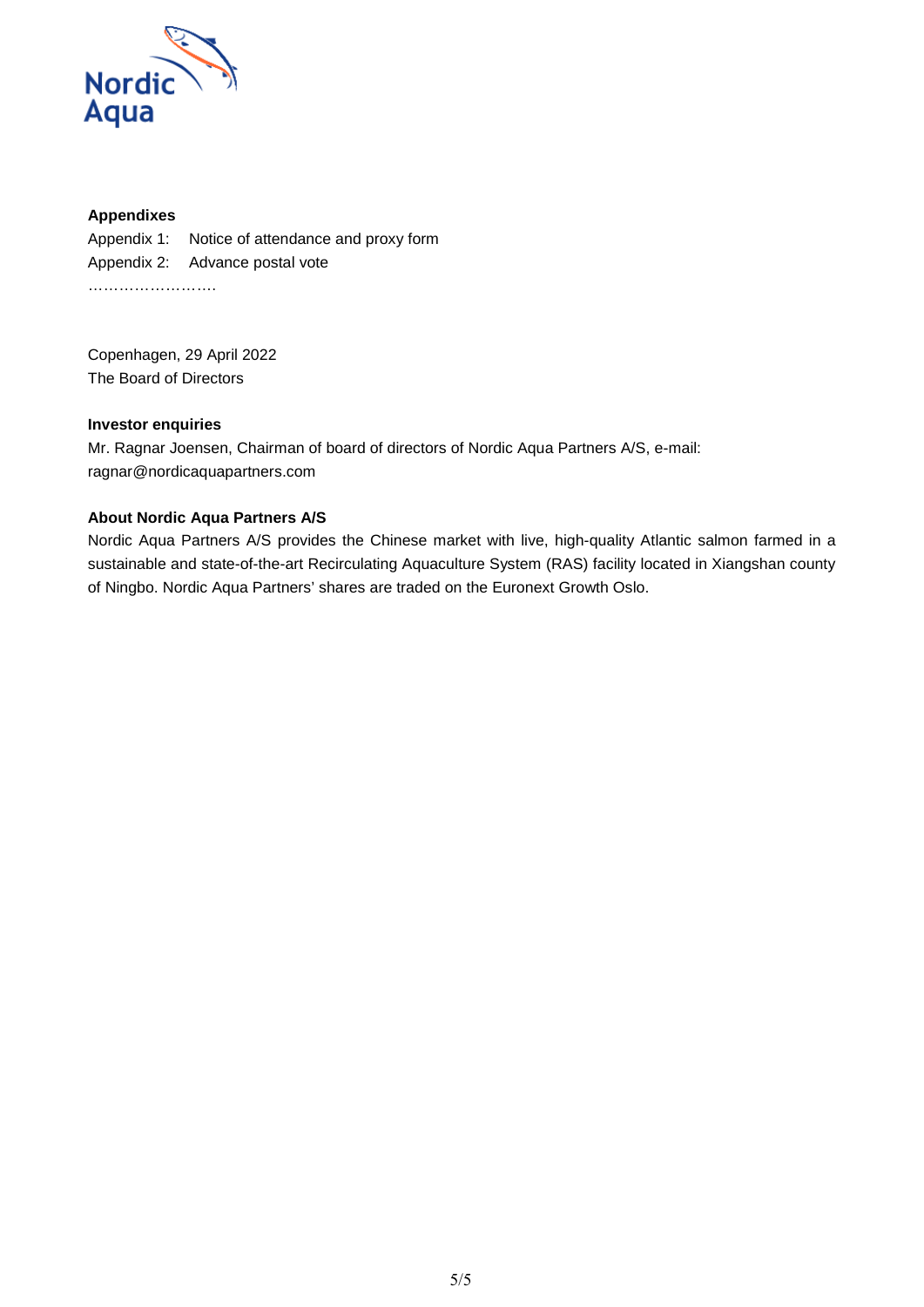**Appendixes**

Appendix 1: Notice of attendance and proxy form

Appendix 2: Advance postal vote

…………………….

Copenhagen, 29 April 2022

The Board of Directors

**Investor enquiries**

Mr. Ragnar Joensen, Chairman of board of directors of Nordic Aqua Partners A/S, e-mail: ragnar@nordicaquapartners.com

**About Nordic Aqua Partners A/S**

Nordic Aqua Partners A/S provides the Chinese market with live, high-quality Atlantic salmon farmed in a sustainable and state-of-the-art Recirculating Aquaculture System (RAS) facility located in Xiangshan county of Ningbo. Nordic Aqua Partners' shares are traded on the Euronext Growth Oslo.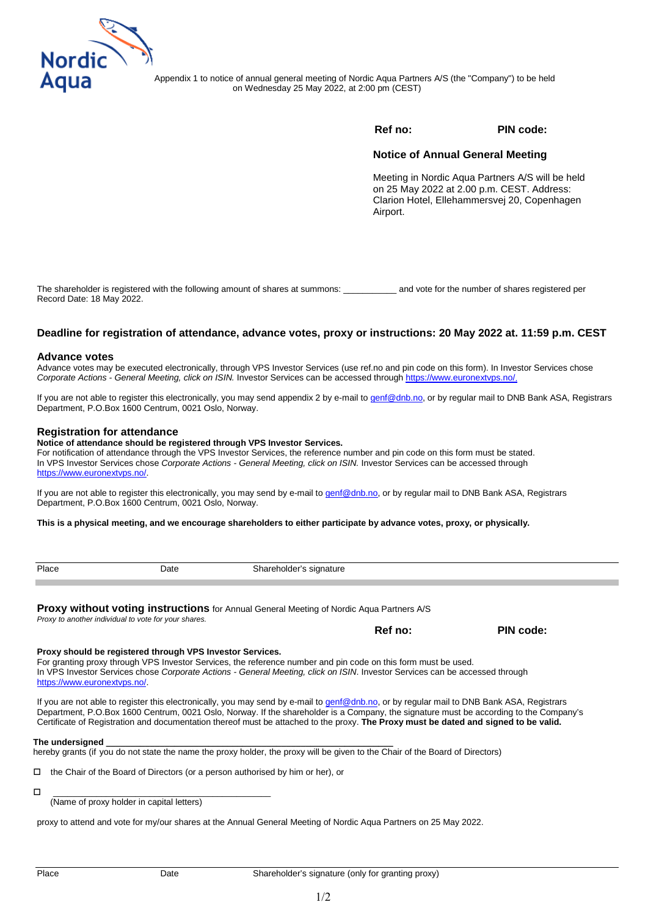Appendix 1 to notice of annual general meeting of Nordic Aqua Partners A/S (the "Company") to be held on Wednesday 25 May 2022, at 2:00 pm (CEST)

**Ref no:** **PIN code:**

**Notice of Annual General Meeting**

Meeting in Nordic Aqua Partners A/S will be held on 25 May 2022 at 2.00 p.m. CEST. Address: Clarion Hotel, Ellehammersvej 20, Copenhagen Airport.

The shareholder is registered with the following amount of shares at summons: ___________ and vote for the number of shares registered per Record Date: 18 May 2022.

### Deadline for registration of attendance, advance votes, proxy or instructions: 20 May 2022 at. 11:59 p.m. CEST

### Advance votes

Advance votes may be executed electronically, through VPS Investor Services (use ref.no and pin code on this form). In Investor Services chose *Corporate Actions - General Meeting, click on ISIN.* Investor Services can be accessed through https://www.euronextvps.no/.

If you are not able to register this electronically, you may send appendix 2 by e-mail to genf@dnb.no, or by regular mail to DNB Bank ASA, Registrars Department, P.O.Box 1600 Centrum, 0021 Oslo, Norway.

### Registration for attendance

**Notice of attendance should be registered through VPS Investor Services.**
For notification of attendance through the VPS Investor Services, the reference number and pin code on this form must be stated. In VPS Investor Services chose *Corporate Actions - General Meeting, click on ISIN.* Investor Services can be accessed through https://www.euronextvps.no/.

If you are not able to register this electronically, you may send by e-mail to genf@dnb.no, or by regular mail to DNB Bank ASA, Registrars Department, P.O.Box 1600 Centrum, 0021 Oslo, Norway.

**This is a physical meeting, and we encourage shareholders to either participate by advance votes, proxy, or physically.**

Place Date Shareholder's signature

---

### Proxy without voting instructions for Annual General Meeting of Nordic Aqua Partners A/S

*Proxy to another individual to vote for your shares.*

**Ref no:** **PIN code:**

**Proxy should be registered through VPS Investor Services.**
For granting proxy through VPS Investor Services, the reference number and pin code on this form must be used. In VPS Investor Services chose *Corporate Actions - General Meeting, click on ISIN*. Investor Services can be accessed through https://www.euronextvps.no/.

If you are not able to register this electronically, you may send by e-mail to genf@dnb.no, or by regular mail to DNB Bank ASA, Registrars Department, P.O.Box 1600 Centrum, 0021 Oslo, Norway. If the shareholder is a Company, the signature must be according to the Company's Certificate of Registration and documentation thereof must be attached to the proxy. **The Proxy must be dated and signed to be valid.**

**The undersigned** ______________________________________________
hereby grants (if you do not state the name the proxy holder, the proxy will be given to the Chair of the Board of Directors)

- ☐ the Chair of the Board of Directors (or a person authorised by him or her), or
- ☐ ______________________________________________
  (Name of proxy holder in capital letters)

proxy to attend and vote for my/our shares at the Annual General Meeting of Nordic Aqua Partners on 25 May 2022.

Place Date Shareholder's signature (only for granting proxy)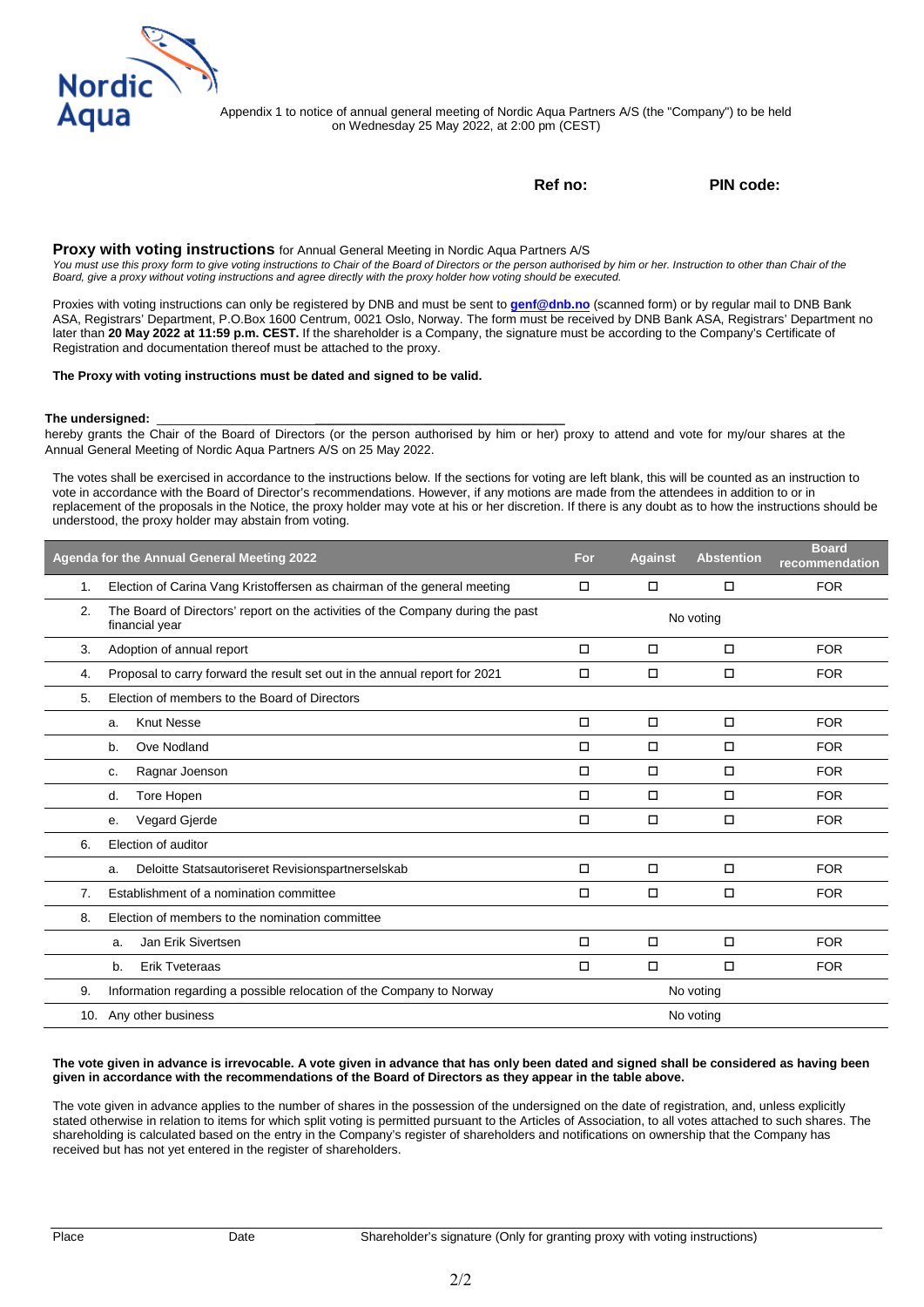Appendix 1 to notice of annual general meeting of Nordic Aqua Partners A/S (the "Company") to be held on Wednesday 25 May 2022, at 2:00 pm (CEST)

**Ref no:** **PIN code:**

### Proxy with voting instructions for Annual General Meeting in Nordic Aqua Partners A/S

*You must use this proxy form to give voting instructions to Chair of the Board of Directors or the person authorised by him or her. Instruction to other than Chair of the Board, give a proxy without voting instructions and agree directly with the proxy holder how voting should be executed.*

Proxies with voting instructions can only be registered by DNB and must be sent to **genf@dnb.no** (scanned form) or by regular mail to DNB Bank ASA, Registrars' Department, P.O.Box 1600 Centrum, 0021 Oslo, Norway. The form must be received by DNB Bank ASA, Registrars' Department no later than **20 May 2022 at 11:59 p.m. CEST.** If the shareholder is a Company, the signature must be according to the Company's Certificate of Registration and documentation thereof must be attached to the proxy.

**The Proxy with voting instructions must be dated and signed to be valid.**

**The undersigned:** ___________________________________

hereby grants the Chair of the Board of Directors (or the person authorised by him or her) proxy to attend and vote for my/our shares at the Annual General Meeting of Nordic Aqua Partners A/S on 25 May 2022.

The votes shall be exercised in accordance to the instructions below. If the sections for voting are left blank, this will be counted as an instruction to vote in accordance with the Board of Director's recommendations. However, if any motions are made from the attendees in addition to or in replacement of the proposals in the Notice, the proxy holder may vote at his or her discretion. If there is any doubt as to how the instructions should be understood, the proxy holder may abstain from voting.

| Agenda for the Annual General Meeting 2022 | For | Against | Abstention | Board recommendation |
|---|---|---|---|---|
| 1. Election of Carina Vang Kristoffersen as chairman of the general meeting | ☐ | ☐ | ☐ | FOR |
| 2. The Board of Directors' report on the activities of the Company during the past financial year | | No voting | | |
| 3. Adoption of annual report | ☐ | ☐ | ☐ | FOR |
| 4. Proposal to carry forward the result set out in the annual report for 2021 | ☐ | ☐ | ☐ | FOR |
| 5. Election of members to the Board of Directors | | | | |
| a. Knut Nesse | ☐ | ☐ | ☐ | FOR |
| b. Ove Nodland | ☐ | ☐ | ☐ | FOR |
| c. Ragnar Joenson | ☐ | ☐ | ☐ | FOR |
| d. Tore Hopen | ☐ | ☐ | ☐ | FOR |
| e. Vegard Gjerde | ☐ | ☐ | ☐ | FOR |
| 6. Election of auditor | | | | |
| a. Deloitte Statsautoriseret Revisionspartnerselskab | ☐ | ☐ | ☐ | FOR |
| 7. Establishment of a nomination committee | ☐ | ☐ | ☐ | FOR |
| 8. Election of members to the nomination committee | | | | |
| a. Jan Erik Sivertsen | ☐ | ☐ | ☐ | FOR |
| b. Erik Tveteraas | ☐ | ☐ | ☐ | FOR |
| 9. Information regarding a possible relocation of the Company to Norway | | No voting | | |
| 10. Any other business | | No voting | | |

**The vote given in advance is irrevocable. A vote given in advance that has only been dated and signed shall be considered as having been given in accordance with the recommendations of the Board of Directors as they appear in the table above.**

The vote given in advance applies to the number of shares in the possession of the undersigned on the date of registration, and, unless explicitly stated otherwise in relation to items for which split voting is permitted pursuant to the Articles of Association, to all votes attached to such shares. The shareholding is calculated based on the entry in the Company's register of shareholders and notifications on ownership that the Company has received but has not yet entered in the register of shareholders.

Place Date Shareholder's signature (Only for granting proxy with voting instructions)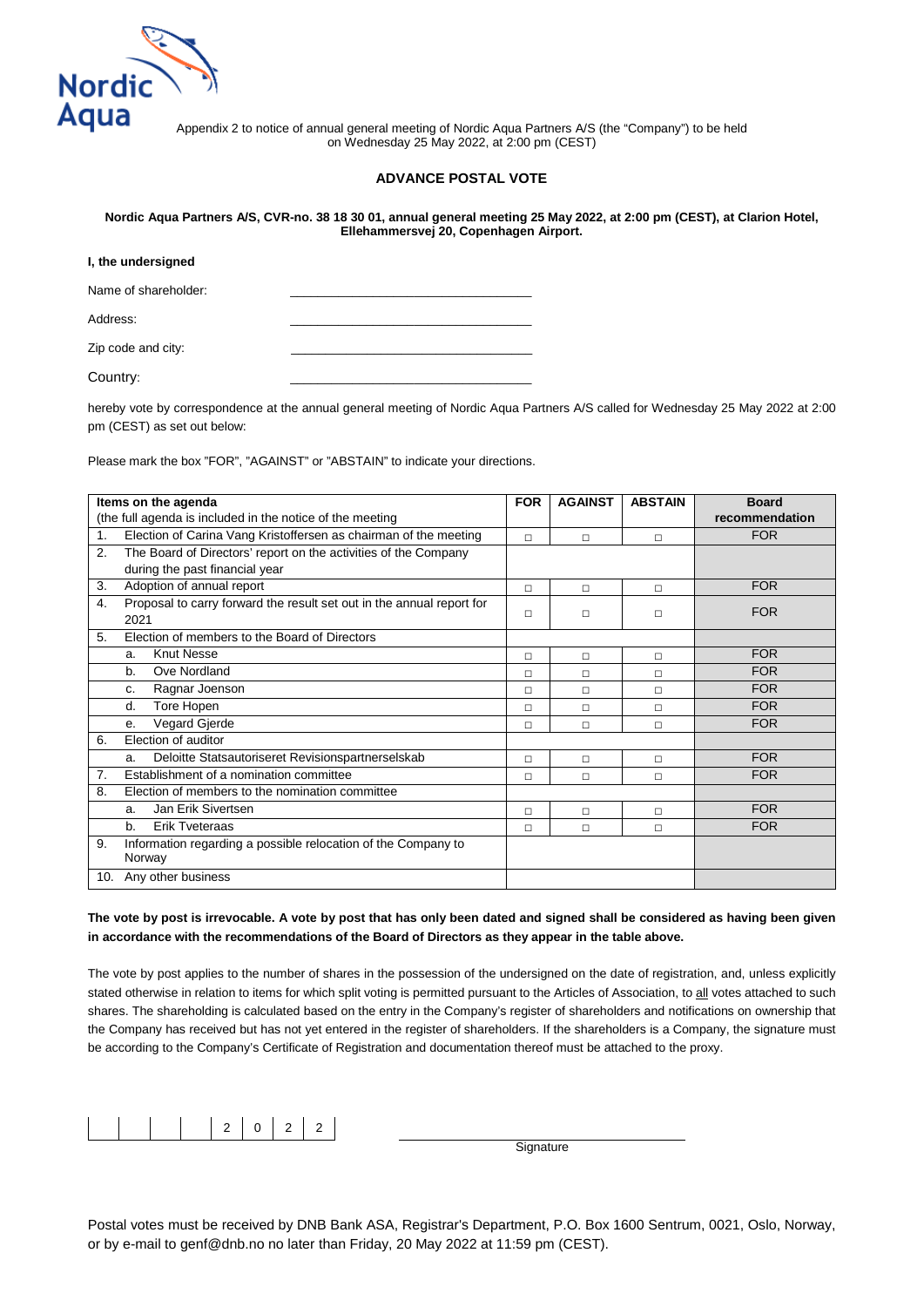Appendix 2 to notice of annual general meeting of Nordic Aqua Partners A/S (the "Company") to be held on Wednesday 25 May 2022, at 2:00 pm (CEST)

## ADVANCE POSTAL VOTE

**Nordic Aqua Partners A/S, CVR-no. 38 18 30 01, annual general meeting 25 May 2022, at 2:00 pm (CEST), at Clarion Hotel, Ellehammersvej 20, Copenhagen Airport.**

**I, the undersigned**

Name of shareholder: ________________________________

Address: ________________________________

Zip code and city: ________________________________

Country: ________________________________

hereby vote by correspondence at the annual general meeting of Nordic Aqua Partners A/S called for Wednesday 25 May 2022 at 2:00 pm (CEST) as set out below:

Please mark the box "FOR", "AGAINST" or "ABSTAIN" to indicate your directions.

| Items on the agenda (the full agenda is included in the notice of the meeting) | FOR | AGAINST | ABSTAIN | Board recommendation |
|---|---|---|---|---|
| 1. Election of Carina Vang Kristoffersen as chairman of the meeting | □ | □ | □ | FOR |
| 2. The Board of Directors' report on the activities of the Company during the past financial year | | | | |
| 3. Adoption of annual report | □ | □ | □ | FOR |
| 4. Proposal to carry forward the result set out in the annual report for 2021 | □ | □ | □ | FOR |
| 5. Election of members to the Board of Directors | | | | |
| a. Knut Nesse | □ | □ | □ | FOR |
| b. Ove Nordland | □ | □ | □ | FOR |
| c. Ragnar Joenson | □ | □ | □ | FOR |
| d. Tore Hopen | □ | □ | □ | FOR |
| e. Vegard Gjerde | □ | □ | □ | FOR |
| 6. Election of auditor | | | | |
| a. Deloitte Statsautoriseret Revisionspartnerselskab | □ | □ | □ | FOR |
| 7. Establishment of a nomination committee | □ | □ | □ | FOR |
| 8. Election of members to the nomination committee | | | | |
| a. Jan Erik Sivertsen | □ | □ | □ | FOR |
| b. Erik Tveteraas | □ | □ | □ | FOR |
| 9. Information regarding a possible relocation of the Company to Norway | | | | |
| 10. Any other business | | | | |

**The vote by post is irrevocable. A vote by post that has only been dated and signed shall be considered as having been given in accordance with the recommendations of the Board of Directors as they appear in the table above.**

The vote by post applies to the number of shares in the possession of the undersigned on the date of registration, and, unless explicitly stated otherwise in relation to items for which split voting is permitted pursuant to the Articles of Association, to <u>all</u> votes attached to such shares. The shareholding is calculated based on the entry in the Company's register of shareholders and notifications on ownership that the Company has received but has not yet entered in the register of shareholders. If the shareholders is a Company, the signature must be according to the Company's Certificate of Registration and documentation thereof must be attached to the proxy.

| | | | | | | | |
|---|---|---|---|---|---|---|---|
| | | | | 2 | 0 | 2 | 2 |

________________________________
Signature

Postal votes must be received by DNB Bank ASA, Registrar's Department, P.O. Box 1600 Sentrum, 0021, Oslo, Norway, or by e-mail to genf@dnb.no no later than Friday, 20 May 2022 at 11:59 pm (CEST).